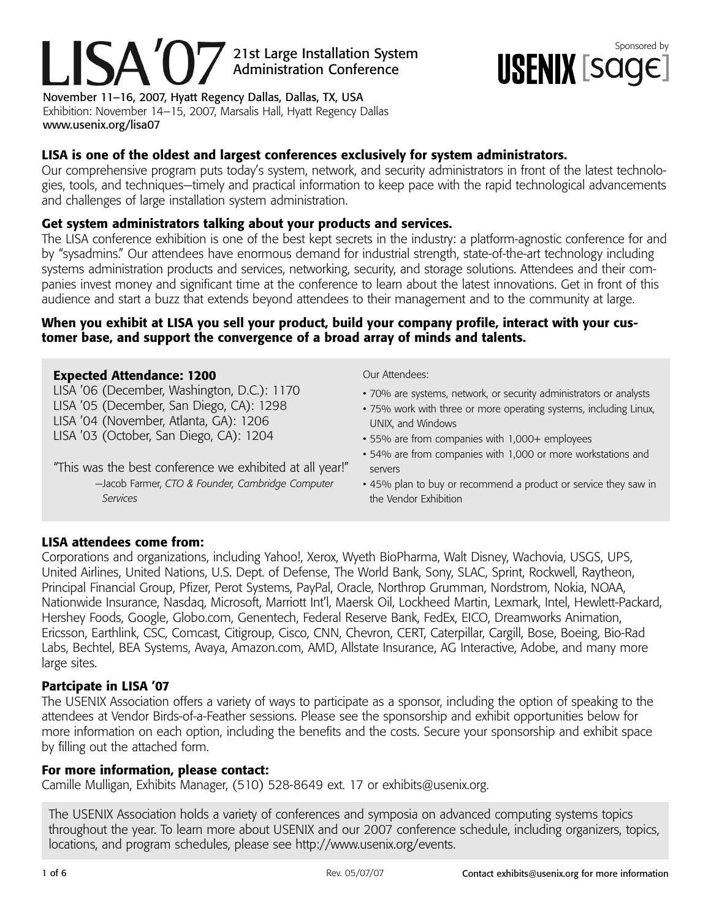# LISA '07 21st Large Installation System Administration Conference

Sponsored by USENIX [sage]

November 11–16, 2007, Hyatt Regency Dallas, Dallas, TX, USA
Exhibition: November 14–15, 2007, Marsalis Hall, Hyatt Regency Dallas
www.usenix.org/lisa07

### LISA is one of the oldest and largest conferences exclusively for system administrators.

Our comprehensive program puts today's system, network, and security administrators in front of the latest technologies, tools, and techniques—timely and practical information to keep pace with the rapid technological advancements and challenges of large installation system administration.

### Get system administrators talking about your products and services.

The LISA conference exhibition is one of the best kept secrets in the industry: a platform-agnostic conference for and by "sysadmins." Our attendees have enormous demand for industrial strength, state-of-the-art technology including systems administration products and services, networking, security, and storage solutions. Attendees and their companies invest money and significant time at the conference to learn about the latest innovations. Get in front of this audience and start a buzz that extends beyond attendees to their management and to the community at large.

**When you exhibit at LISA you sell your product, build your company profile, interact with your customer base, and support the convergence of a broad array of minds and talents.**

**Expected Attendance: 1200**

LISA '06 (December, Washington, D.C.): 1170
LISA '05 (December, San Diego, CA): 1298
LISA '04 (November, Atlanta, GA): 1206
LISA '03 (October, San Diego, CA): 1204

"This was the best conference we exhibited at all year!"
—Jacob Farmer, *CTO & Founder, Cambridge Computer Services*

Our Attendees:

- 70% are systems, network, or security administrators or analysts
- 75% work with three or more operating systems, including Linux, UNIX, and Windows
- 55% are from companies with 1,000+ employees
- 54% are from companies with 1,000 or more workstations and servers
- 45% plan to buy or recommend a product or service they saw in the Vendor Exhibition

### LISA attendees come from:

Corporations and organizations, including Yahoo!, Xerox, Wyeth BioPharma, Walt Disney, Wachovia, USGS, UPS, United Airlines, United Nations, U.S. Dept. of Defense, The World Bank, Sony, SLAC, Sprint, Rockwell, Raytheon, Principal Financial Group, Pfizer, Perot Systems, PayPal, Oracle, Northrop Grumman, Nordstrom, Nokia, NOAA, Nationwide Insurance, Nasdaq, Microsoft, Marriott Int'l, Maersk Oil, Lockheed Martin, Lexmark, Intel, Hewlett-Packard, Hershey Foods, Google, Globo.com, Genentech, Federal Reserve Bank, FedEx, EICO, Dreamworks Animation, Ericsson, Earthlink, CSC, Comcast, Citigroup, Cisco, CNN, Chevron, CERT, Caterpillar, Cargill, Bose, Boeing, Bio-Rad Labs, Bechtel, BEA Systems, Avaya, Amazon.com, AMD, Allstate Insurance, AG Interactive, Adobe, and many more large sites.

### Partcipate in LISA '07

The USENIX Association offers a variety of ways to participate as a sponsor, including the option of speaking to the attendees at Vendor Birds-of-a-Feather sessions. Please see the sponsorship and exhibit opportunities below for more information on each option, including the benefits and the costs. Secure your sponsorship and exhibit space by filling out the attached form.

### For more information, please contact:

Camille Mulligan, Exhibits Manager, (510) 528-8649 ext. 17 or exhibits@usenix.org.

The USENIX Association holds a variety of conferences and symposia on advanced computing systems topics throughout the year. To learn more about USENIX and our 2007 conference schedule, including organizers, topics, locations, and program schedules, please see http://www.usenix.org/events.

Rev. 05/07/07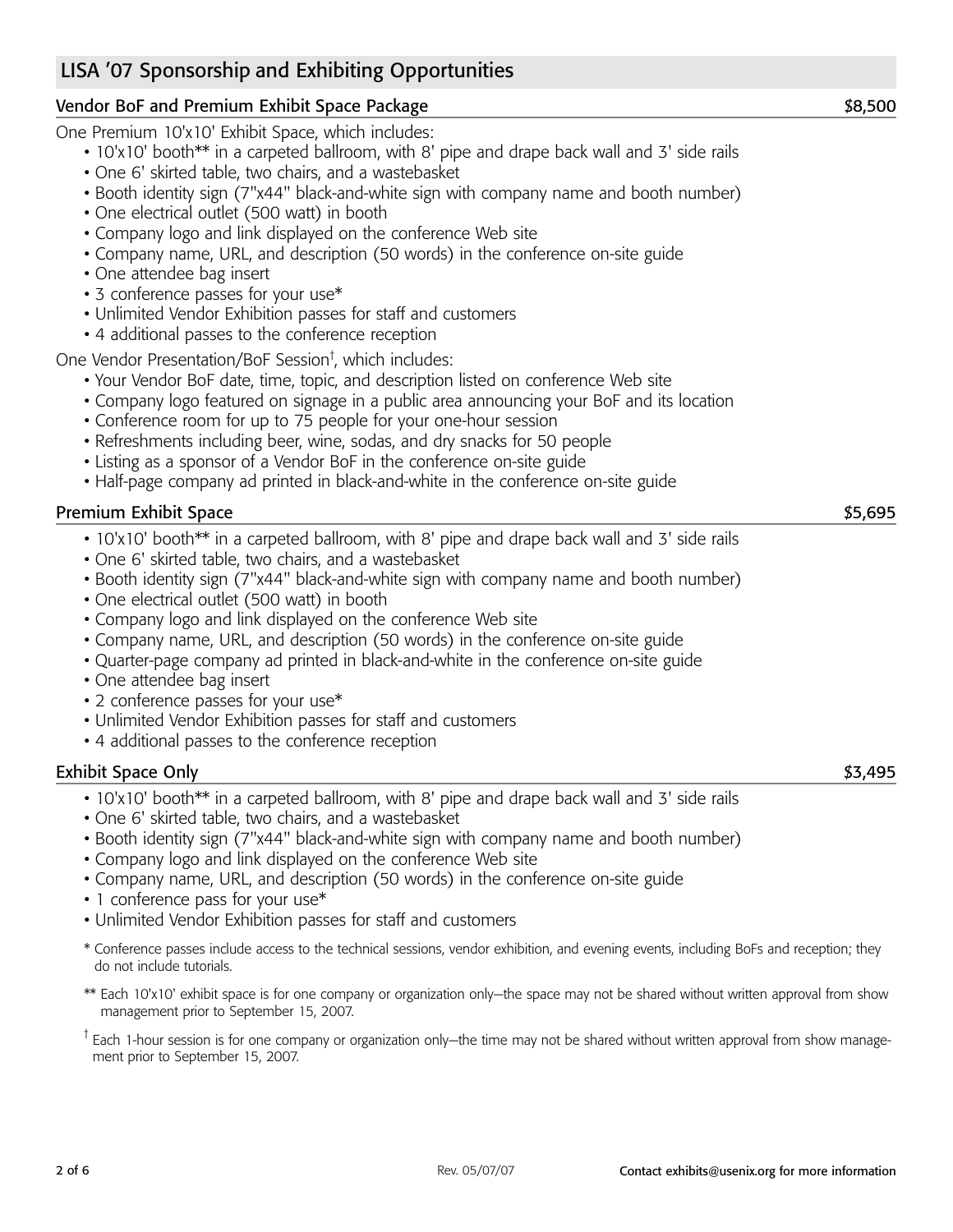# LISA '07 Sponsorship and Exhibiting Opportunities

## Vendor BoF and Premium Exhibit Space Package — $8,500

One Premium 10'x10' Exhibit Space, which includes:

- 10'x10' booth** in a carpeted ballroom, with 8' pipe and drape back wall and 3' side rails
- One 6' skirted table, two chairs, and a wastebasket
- Booth identity sign (7"x44" black-and-white sign with company name and booth number)
- One electrical outlet (500 watt) in booth
- Company logo and link displayed on the conference Web site
- Company name, URL, and description (50 words) in the conference on-site guide
- One attendee bag insert
- 3 conference passes for your use*
- Unlimited Vendor Exhibition passes for staff and customers
- 4 additional passes to the conference reception

One Vendor Presentation/BoF Session†, which includes:

- Your Vendor BoF date, time, topic, and description listed on conference Web site
- Company logo featured on signage in a public area announcing your BoF and its location
- Conference room for up to 75 people for your one-hour session
- Refreshments including beer, wine, sodas, and dry snacks for 50 people
- Listing as a sponsor of a Vendor BoF in the conference on-site guide
- Half-page company ad printed in black-and-white in the conference on-site guide

## Premium Exhibit Space — $5,695

- 10'x10' booth** in a carpeted ballroom, with 8' pipe and drape back wall and 3' side rails
- One 6' skirted table, two chairs, and a wastebasket
- Booth identity sign (7"x44" black-and-white sign with company name and booth number)
- One electrical outlet (500 watt) in booth
- Company logo and link displayed on the conference Web site
- Company name, URL, and description (50 words) in the conference on-site guide
- Quarter-page company ad printed in black-and-white in the conference on-site guide
- One attendee bag insert
- 2 conference passes for your use*
- Unlimited Vendor Exhibition passes for staff and customers
- 4 additional passes to the conference reception

## Exhibit Space Only — $3,495

- 10'x10' booth** in a carpeted ballroom, with 8' pipe and drape back wall and 3' side rails
- One 6' skirted table, two chairs, and a wastebasket
- Booth identity sign (7"x44" black-and-white sign with company name and booth number)
- Company logo and link displayed on the conference Web site
- Company name, URL, and description (50 words) in the conference on-site guide
- 1 conference pass for your use*
- Unlimited Vendor Exhibition passes for staff and customers

\* Conference passes include access to the technical sessions, vendor exhibition, and evening events, including BoFs and reception; they do not include tutorials.

\** Each 10'x10' exhibit space is for one company or organization only—the space may not be shared without written approval from show management prior to September 15, 2007.

† Each 1-hour session is for one company or organization only—the time may not be shared without written approval from show management prior to September 15, 2007.

Rev. 05/07/07

Contact exhibits@usenix.org for more information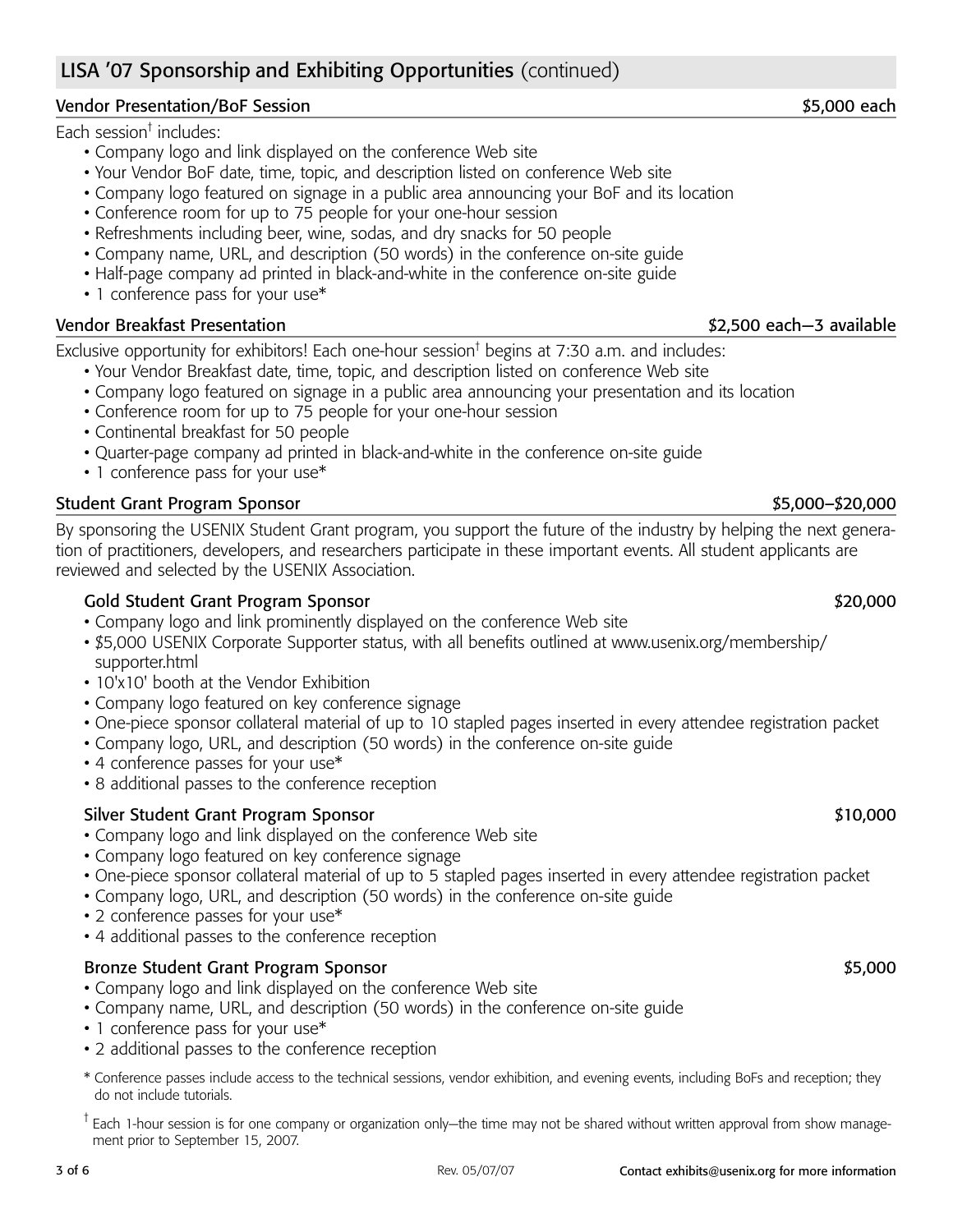## LISA '07 Sponsorship and Exhibiting Opportunities (continued)

### Vendor Presentation/BoF Session — $5,000 each

Each session† includes:

- Company logo and link displayed on the conference Web site
- Your Vendor BoF date, time, topic, and description listed on conference Web site
- Company logo featured on signage in a public area announcing your BoF and its location
- Conference room for up to 75 people for your one-hour session
- Refreshments including beer, wine, sodas, and dry snacks for 50 people
- Company name, URL, and description (50 words) in the conference on-site guide
- Half-page company ad printed in black-and-white in the conference on-site guide
- 1 conference pass for your use*

### Vendor Breakfast Presentation — $2,500 each—3 available

Exclusive opportunity for exhibitors! Each one-hour session† begins at 7:30 a.m. and includes:

- Your Vendor Breakfast date, time, topic, and description listed on conference Web site
- Company logo featured on signage in a public area announcing your presentation and its location
- Conference room for up to 75 people for your one-hour session
- Continental breakfast for 50 people
- Quarter-page company ad printed in black-and-white in the conference on-site guide
- 1 conference pass for your use*

### Student Grant Program Sponsor — $5,000–$20,000

By sponsoring the USENIX Student Grant program, you support the future of the industry by helping the next generation of practitioners, developers, and researchers participate in these important events. All student applicants are reviewed and selected by the USENIX Association.

#### Gold Student Grant Program Sponsor — $20,000

- Company logo and link prominently displayed on the conference Web site
- $5,000 USENIX Corporate Supporter status, with all benefits outlined at www.usenix.org/membership/supporter.html
- 10'x10' booth at the Vendor Exhibition
- Company logo featured on key conference signage
- One-piece sponsor collateral material of up to 10 stapled pages inserted in every attendee registration packet
- Company logo, URL, and description (50 words) in the conference on-site guide
- 4 conference passes for your use*
- 8 additional passes to the conference reception

#### Silver Student Grant Program Sponsor — $10,000

- Company logo and link displayed on the conference Web site
- Company logo featured on key conference signage
- One-piece sponsor collateral material of up to 5 stapled pages inserted in every attendee registration packet
- Company logo, URL, and description (50 words) in the conference on-site guide
- 2 conference passes for your use*
- 4 additional passes to the conference reception

#### Bronze Student Grant Program Sponsor — $5,000

- Company logo and link displayed on the conference Web site
- Company name, URL, and description (50 words) in the conference on-site guide
- 1 conference pass for your use*
- 2 additional passes to the conference reception

\* Conference passes include access to the technical sessions, vendor exhibition, and evening events, including BoFs and reception; they do not include tutorials.

† Each 1-hour session is for one company or organization only—the time may not be shared without written approval from show management prior to September 15, 2007.

Rev. 05/07/07 — Contact exhibits@usenix.org for more information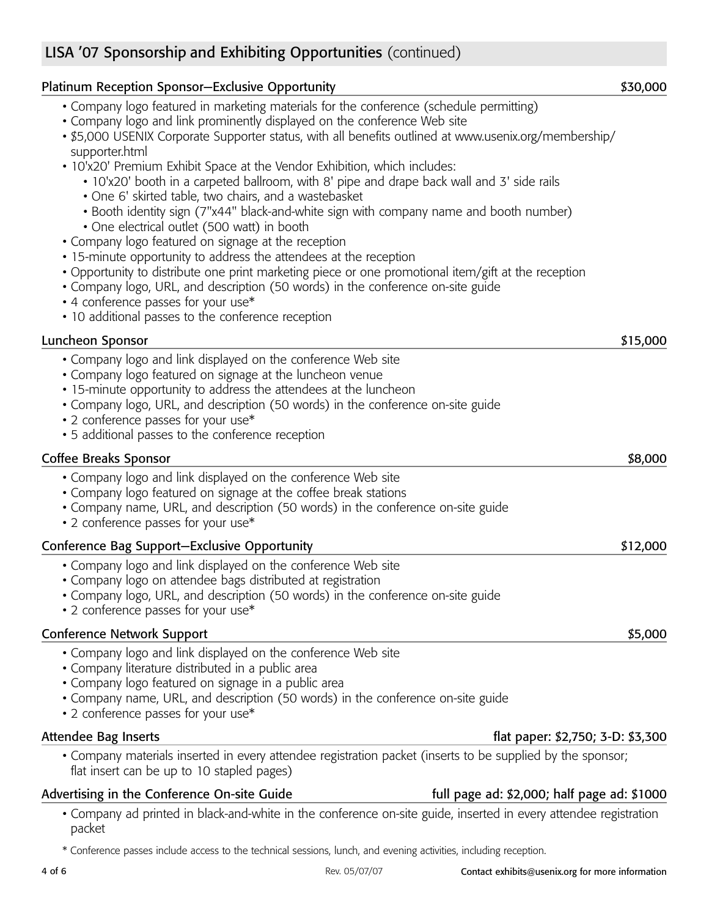## LISA '07 Sponsorship and Exhibiting Opportunities (continued)

### Platinum Reception Sponsor—Exclusive Opportunity — $30,000

- Company logo featured in marketing materials for the conference (schedule permitting)
- Company logo and link prominently displayed on the conference Web site
- $5,000 USENIX Corporate Supporter status, with all benefits outlined at www.usenix.org/membership/supporter.html
- 10'x20' Premium Exhibit Space at the Vendor Exhibition, which includes:
  - 10'x20' booth in a carpeted ballroom, with 8' pipe and drape back wall and 3' side rails
  - One 6' skirted table, two chairs, and a wastebasket
  - Booth identity sign (7"x44" black-and-white sign with company name and booth number)
  - One electrical outlet (500 watt) in booth
- Company logo featured on signage at the reception
- 15-minute opportunity to address the attendees at the reception
- Opportunity to distribute one print marketing piece or one promotional item/gift at the reception
- Company logo, URL, and description (50 words) in the conference on-site guide
- 4 conference passes for your use*
- 10 additional passes to the conference reception

### Luncheon Sponsor — $15,000

- Company logo and link displayed on the conference Web site
- Company logo featured on signage at the luncheon venue
- 15-minute opportunity to address the attendees at the luncheon
- Company logo, URL, and description (50 words) in the conference on-site guide
- 2 conference passes for your use*
- 5 additional passes to the conference reception

### Coffee Breaks Sponsor — $8,000

- Company logo and link displayed on the conference Web site
- Company logo featured on signage at the coffee break stations
- Company name, URL, and description (50 words) in the conference on-site guide
- 2 conference passes for your use*

### Conference Bag Support—Exclusive Opportunity — $12,000

- Company logo and link displayed on the conference Web site
- Company logo on attendee bags distributed at registration
- Company logo, URL, and description (50 words) in the conference on-site guide
- 2 conference passes for your use*

### Conference Network Support — $5,000

- Company logo and link displayed on the conference Web site
- Company literature distributed in a public area
- Company logo featured on signage in a public area
- Company name, URL, and description (50 words) in the conference on-site guide
- 2 conference passes for your use*

### Attendee Bag Inserts — flat paper: $2,750; 3-D: $3,300

- Company materials inserted in every attendee registration packet (inserts to be supplied by the sponsor; flat insert can be up to 10 stapled pages)

### Advertising in the Conference On-site Guide — full page ad: $2,000; half page ad: $1000

- Company ad printed in black-and-white in the conference on-site guide, inserted in every attendee registration packet

* Conference passes include access to the technical sessions, lunch, and evening activities, including reception.

Rev. 05/07/07 — Contact exhibits@usenix.org for more information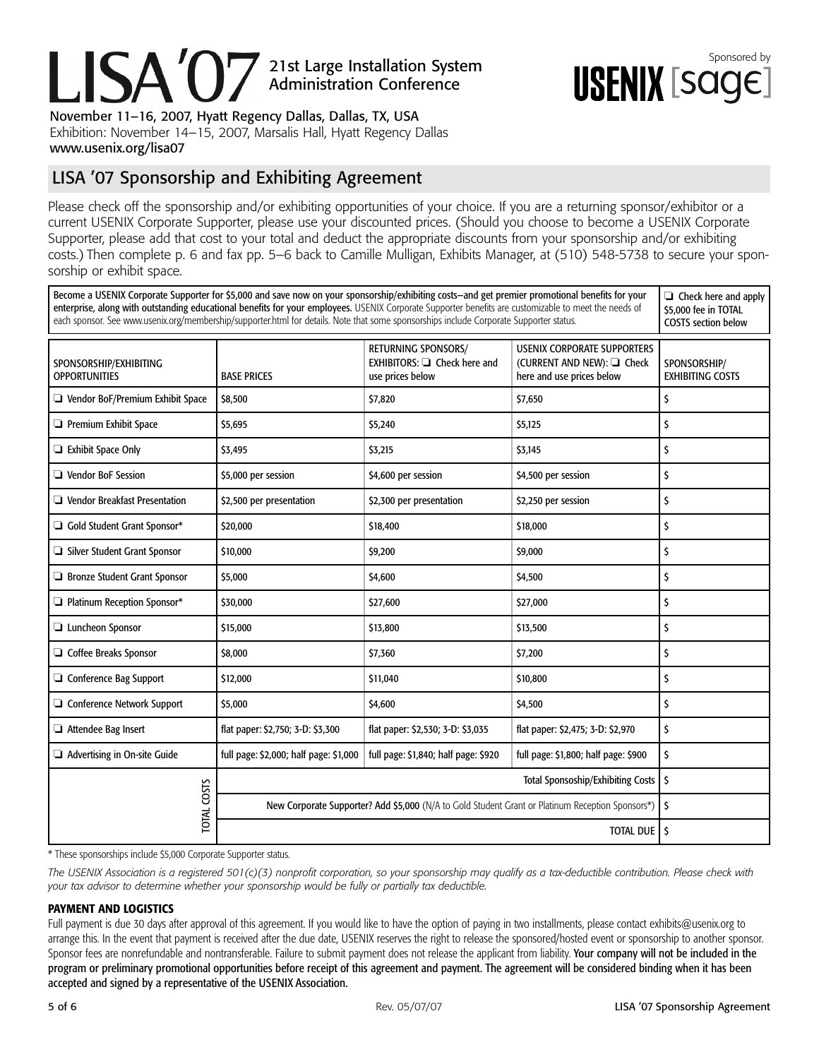# LISA '07 21st Large Installation System Administration Conference

Sponsored by USENIX [sage]

November 11–16, 2007, Hyatt Regency Dallas, Dallas, TX, USA
Exhibition: November 14–15, 2007, Marsalis Hall, Hyatt Regency Dallas
www.usenix.org/lisa07

## LISA '07 Sponsorship and Exhibiting Agreement

Please check off the sponsorship and/or exhibiting opportunities of your choice. If you are a returning sponsor/exhibitor or a current USENIX Corporate Supporter, please use your discounted prices. (Should you choose to become a USENIX Corporate Supporter, please add that cost to your total and deduct the appropriate discounts from your sponsorship and/or exhibiting costs.) Then complete p. 6 and fax pp. 5–6 back to Camille Mulligan, Exhibits Manager, at (510) 548-5738 to secure your sponsorship or exhibit space.

| | |
|---|---|
| **Become a USENIX Corporate Supporter for $5,000 and save now on your sponsorship/exhibiting costs—and get premier promotional benefits for your enterprise, along with outstanding educational benefits for your employees.** USENIX Corporate Supporter benefits are customizable to meet the needs of each sponsor. See www.usenix.org/membership/supporter.html for details. Note that some sponsorships include Corporate Supporter status. | ❑ Check here and apply $5,000 fee in TOTAL COSTS section below |

| SPONSORSHIP/EXHIBITING OPPORTUNITIES | BASE PRICES | RETURNING SPONSORS/ EXHIBITORS: ❑ Check here and use prices below | USENIX CORPORATE SUPPORTERS (CURRENT AND NEW): ❑ Check here and use prices below | SPONSORSHIP/ EXHIBITING COSTS |
|---|---|---|---|---|
| ❑ Vendor BoF/Premium Exhibit Space | $8,500 | $7,820 | $7,650 | $ |
| ❑ Premium Exhibit Space | $5,695 | $5,240 | $5,125 | $ |
| ❑ Exhibit Space Only | $3,495 | $3,215 | $3,145 | $ |
| ❑ Vendor BoF Session | $5,000 per session | $4,600 per session | $4,500 per session | $ |
| ❑ Vendor Breakfast Presentation | $2,500 per presentation | $2,300 per presentation | $2,250 per session | $ |
| ❑ Gold Student Grant Sponsor* | $20,000 | $18,400 | $18,000 | $ |
| ❑ Silver Student Grant Sponsor | $10,000 | $9,200 | $9,000 | $ |
| ❑ Bronze Student Grant Sponsor | $5,000 | $4,600 | $4,500 | $ |
| ❑ Platinum Reception Sponsor* | $30,000 | $27,600 | $27,000 | $ |
| ❑ Luncheon Sponsor | $15,000 | $13,800 | $13,500 | $ |
| ❑ Coffee Breaks Sponsor | $8,000 | $7,360 | $7,200 | $ |
| ❑ Conference Bag Support | $12,000 | $11,040 | $10,800 | $ |
| ❑ Conference Network Support | $5,000 | $4,600 | $4,500 | $ |
| ❑ Attendee Bag Insert | flat paper: $2,750; 3-D: $3,300 | flat paper: $2,530; 3-D: $3,035 | flat paper: $2,475; 3-D: $2,970 | $ |
| ❑ Advertising in On-site Guide | full page: $2,000; half page: $1,000 | full page: $1,840; half page: $920 | full page: $1,800; half page: $900 | $ |
| TOTAL COSTS | | | Total Sponsoship/Exhibiting Costs | $ |
| | | | New Corporate Supporter? Add $5,000 (N/A to Gold Student Grant or Platinum Reception Sponsors*) | $ |
| | | | TOTAL DUE | $ |

\* These sponsorships include $5,000 Corporate Supporter status.

*The USENIX Association is a registered 501(c)(3) nonprofit corporation, so your sponsorship may qualify as a tax-deductible contribution. Please check with your tax advisor to determine whether your sponsorship would be fully or partially tax deductible.*

### PAYMENT AND LOGISTICS

Full payment is due 30 days after approval of this agreement. If you would like to have the option of paying in two installments, please contact exhibits@usenix.org to arrange this. In the event that payment is received after the due date, USENIX reserves the right to release the sponsored/hosted event or sponsorship to another sponsor. Sponsor fees are nonrefundable and nontransferable. Failure to submit payment does not release the applicant from liability. **Your company will not be included in the program or preliminary promotional opportunities before receipt of this agreement and payment. The agreement will be considered binding when it has been accepted and signed by a representative of the USENIX Association.**

Rev. 05/07/07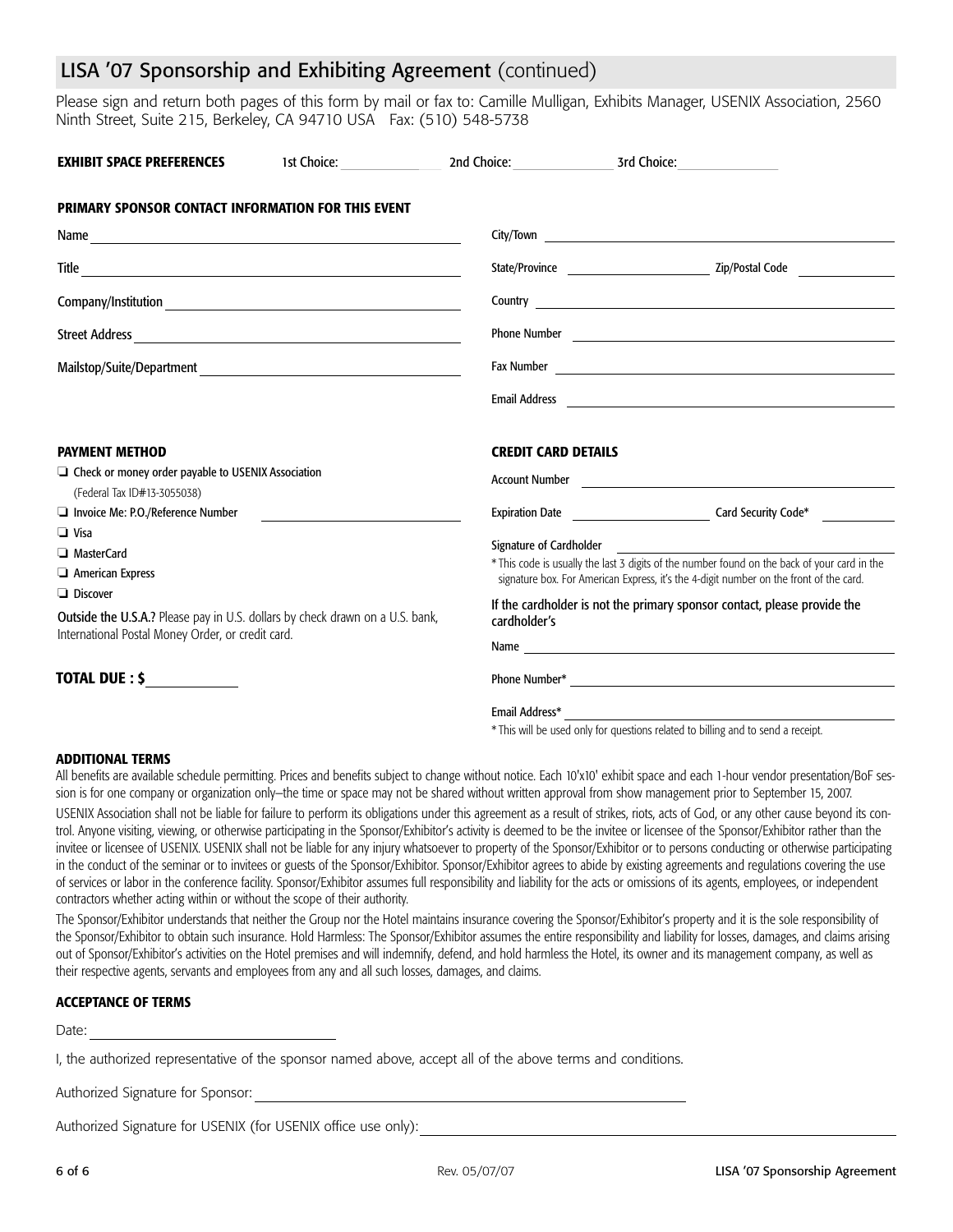## LISA '07 Sponsorship and Exhibiting Agreement (continued)

Please sign and return both pages of this form by mail or fax to: Camille Mulligan, Exhibits Manager, USENIX Association, 2560 Ninth Street, Suite 215, Berkeley, CA 94710 USA Fax: (510) 548-5738

**EXHIBIT SPACE PREFERENCES** 1st Choice: ______ 2nd Choice: ______ 3rd Choice: ______

**PRIMARY SPONSOR CONTACT INFORMATION FOR THIS EVENT**

Name ______

Title ______

Company/Institution ______

Street Address ______

Mailstop/Suite/Department ______

City/Town ______

State/Province ______ Zip/Postal Code ______

Country ______

Phone Number ______

Fax Number ______

Email Address ______

**PAYMENT METHOD**

- ❑ Check or money order payable to USENIX Association (Federal Tax ID#13-3055038)
- ❑ Invoice Me: P.O./Reference Number ______
- ❑ Visa
- ❑ MasterCard
- ❑ American Express
- ❑ Discover

**Outside the U.S.A.?** Please pay in U.S. dollars by check drawn on a U.S. bank, International Postal Money Order, or credit card.

**TOTAL DUE : $** ______

**CREDIT CARD DETAILS**

Account Number ______

Expiration Date ______ Card Security Code* ______

Signature of Cardholder ______

*This code is usually the last 3 digits of the number found on the back of your card in the signature box. For American Express, it's the 4-digit number on the front of the card.

If the cardholder is not the primary sponsor contact, please provide the cardholder's

Name ______

Phone Number* ______

Email Address* ______

*This will be used only for questions related to billing and to send a receipt.

**ADDITIONAL TERMS**

All benefits are available schedule permitting. Prices and benefits subject to change without notice. Each 10'x10' exhibit space and each 1-hour vendor presentation/BoF session is for one company or organization only—the time or space may not be shared without written approval from show management prior to September 15, 2007.

USENIX Association shall not be liable for failure to perform its obligations under this agreement as a result of strikes, riots, acts of God, or any other cause beyond its control. Anyone visiting, viewing, or otherwise participating in the Sponsor/Exhibitor's activity is deemed to be the invitee or licensee of the Sponsor/Exhibitor rather than the invitee or licensee of USENIX. USENIX shall not be liable for any injury whatsoever to property of the Sponsor/Exhibitor or to persons conducting or otherwise participating in the conduct of the seminar or to invitees or guests of the Sponsor/Exhibitor. Sponsor/Exhibitor agrees to abide by existing agreements and regulations covering the use of services or labor in the conference facility. Sponsor/Exhibitor assumes full responsibility and liability for the acts or omissions of its agents, employees, or independent contractors whether acting within or without the scope of their authority.

The Sponsor/Exhibitor understands that neither the Group nor the Hotel maintains insurance covering the Sponsor/Exhibitor's property and it is the sole responsibility of the Sponsor/Exhibitor to obtain such insurance. Hold Harmless: The Sponsor/Exhibitor assumes the entire responsibility and liability for losses, damages, and claims arising out of Sponsor/Exhibitor's activities on the Hotel premises and will indemnify, defend, and hold harmless the Hotel, its owner and its management company, as well as their respective agents, servants and employees from any and all such losses, damages, and claims.

**ACCEPTANCE OF TERMS**

Date: ______

I, the authorized representative of the sponsor named above, accept all of the above terms and conditions.

Authorized Signature for Sponsor: ______

Authorized Signature for USENIX (for USENIX office use only): ______

Rev. 05/07/07